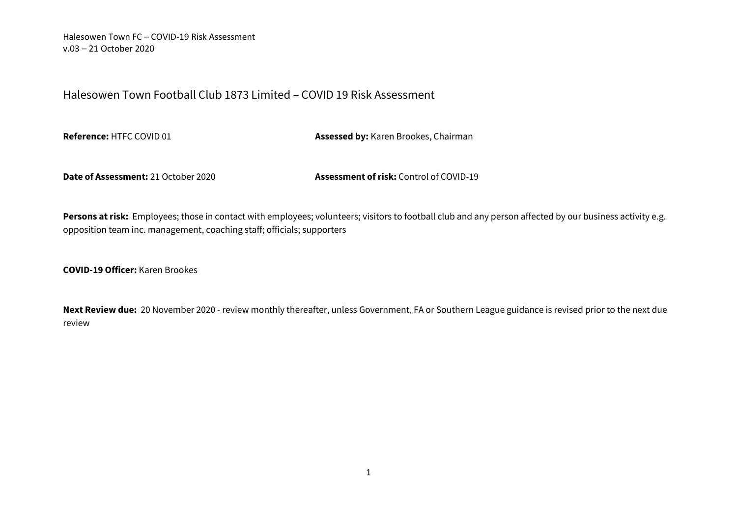# Halesowen Town Football Club 1873 Limited – COVID 19 Risk Assessment

**Reference:** HTFC COVID 01

**Assessed by:** Karen Brookes, Chairman

**Date of Assessment:** 21 October 2020

**Assessment of risk:** Control of COVID-19

**Persons at risk:** Employees; those in contact with employees; volunteers; visitors to football club and any person affected by our business activity e.g. opposition team inc. management, coaching staff; officials; supporters

**COVID-19 Officer:** Karen Brookes

**Next Review due:** 20 November 2020 - review monthly thereafter, unless Government, FA or Southern League guidance is revised prior to the next due review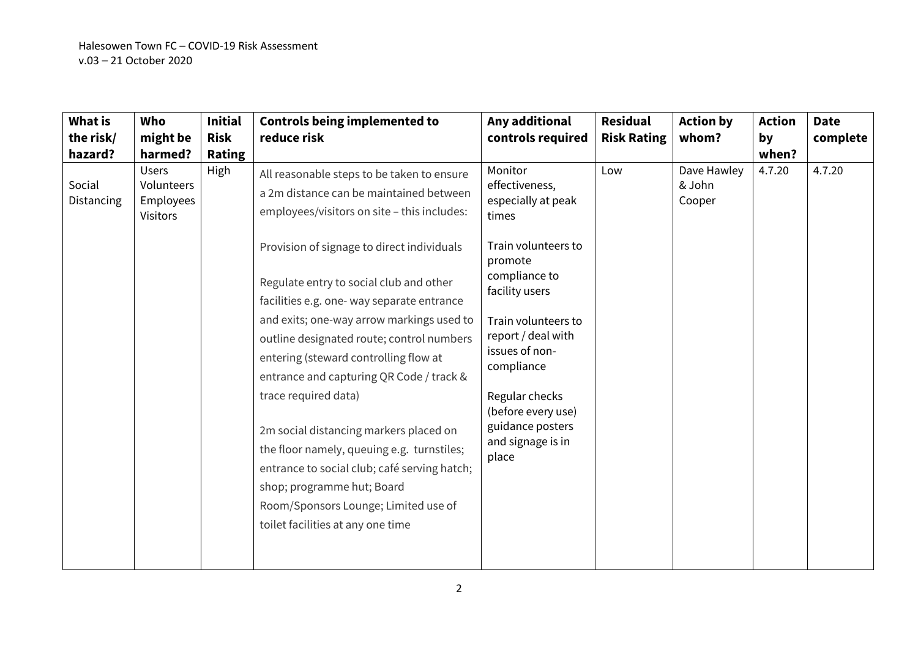| What is the risk/ hazard? | Who might be harmed? | Initial Risk Rating | Controls being implemented to reduce risk | Any additional controls required | Residual Risk Rating | Action by whom? | Action by when? | Date complete |
|---|---|---|---|---|---|---|---|---|
| Social Distancing | Users<br>Volunteers<br>Employees<br>Visitors | High | All reasonable steps to be taken to ensure a 2m distance can be maintained between employees/visitors on site – this includes:<br><br>Provision of signage to direct individuals<br><br>Regulate entry to social club and other facilities e.g. one- way separate entrance and exits; one-way arrow markings used to outline designated route; control numbers entering (steward controlling flow at entrance and capturing QR Code / track & trace required data)<br><br>2m social distancing markers placed on the floor namely, queuing e.g. turnstiles; entrance to social club; café serving hatch; shop; programme hut; Board Room/Sponsors Lounge; Limited use of toilet facilities at any one time | Monitor effectiveness, especially at peak times<br><br>Train volunteers to promote compliance to facility users<br><br>Train volunteers to report / deal with issues of non-compliance<br><br>Regular checks (before every use) guidance posters and signage is in place | Low | Dave Hawley & John Cooper | 4.7.20 | 4.7.20 |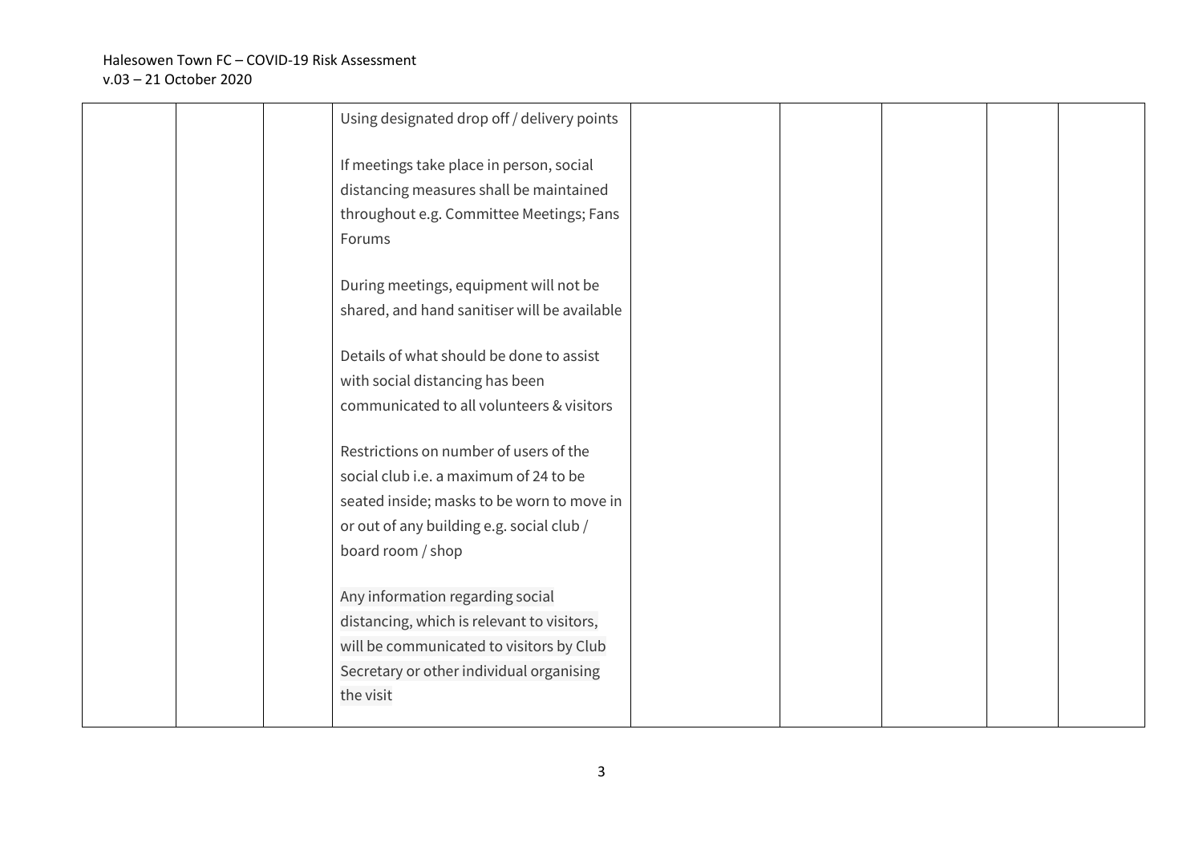| | | | | | | | | |
|---|---|---|---|---|---|---|---|---|
| | | | Using designated drop off / delivery points<br><br>If meetings take place in person, social distancing measures shall be maintained throughout e.g. Committee Meetings; Fans Forums<br><br>During meetings, equipment will not be shared, and hand sanitiser will be available<br><br>Details of what should be done to assist with social distancing has been communicated to all volunteers & visitors<br><br>Restrictions on number of users of the social club i.e. a maximum of 24 to be seated inside; masks to be worn to move in or out of any building e.g. social club / board room / shop<br><br>Any information regarding social distancing, which is relevant to visitors, will be communicated to visitors by Club Secretary or other individual organising the visit | | | | | |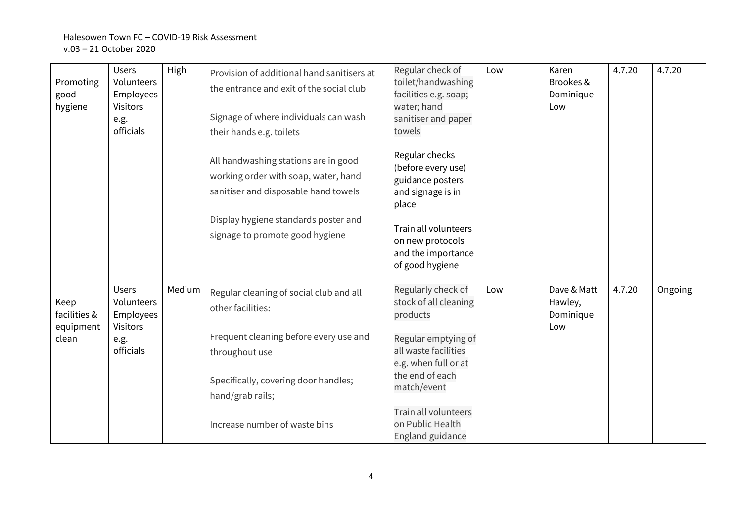| Promoting good hygiene | Users Volunteers Employees Visitors e.g. officials | High | Provision of additional hand sanitisers at the entrance and exit of the social club<br><br>Signage of where individuals can wash their hands e.g. toilets<br><br>All handwashing stations are in good working order with soap, water, hand sanitiser and disposable hand towels<br><br>Display hygiene standards poster and signage to promote good hygiene | Regular check of toilet/handwashing facilities e.g. soap; water; hand sanitiser and paper towels<br><br>Regular checks (before every use) guidance posters and signage is in place<br><br>Train all volunteers on new protocols and the importance of good hygiene | Low | Karen Brookes & Dominique Low | 4.7.20 | 4.7.20 |
|---|---|---|---|---|---|---|---|---|
| Keep facilities & equipment clean | Users Volunteers Employees Visitors e.g. officials | Medium | Regular cleaning of social club and all other facilities:<br><br>Frequent cleaning before every use and throughout use<br><br>Specifically, covering door handles; hand/grab rails;<br><br>Increase number of waste bins | Regularly check of stock of all cleaning products<br><br>Regular emptying of all waste facilities e.g. when full or at the end of each match/event<br><br>Train all volunteers on Public Health England guidance | Low | Dave & Matt Hawley, Dominique Low | 4.7.20 | Ongoing |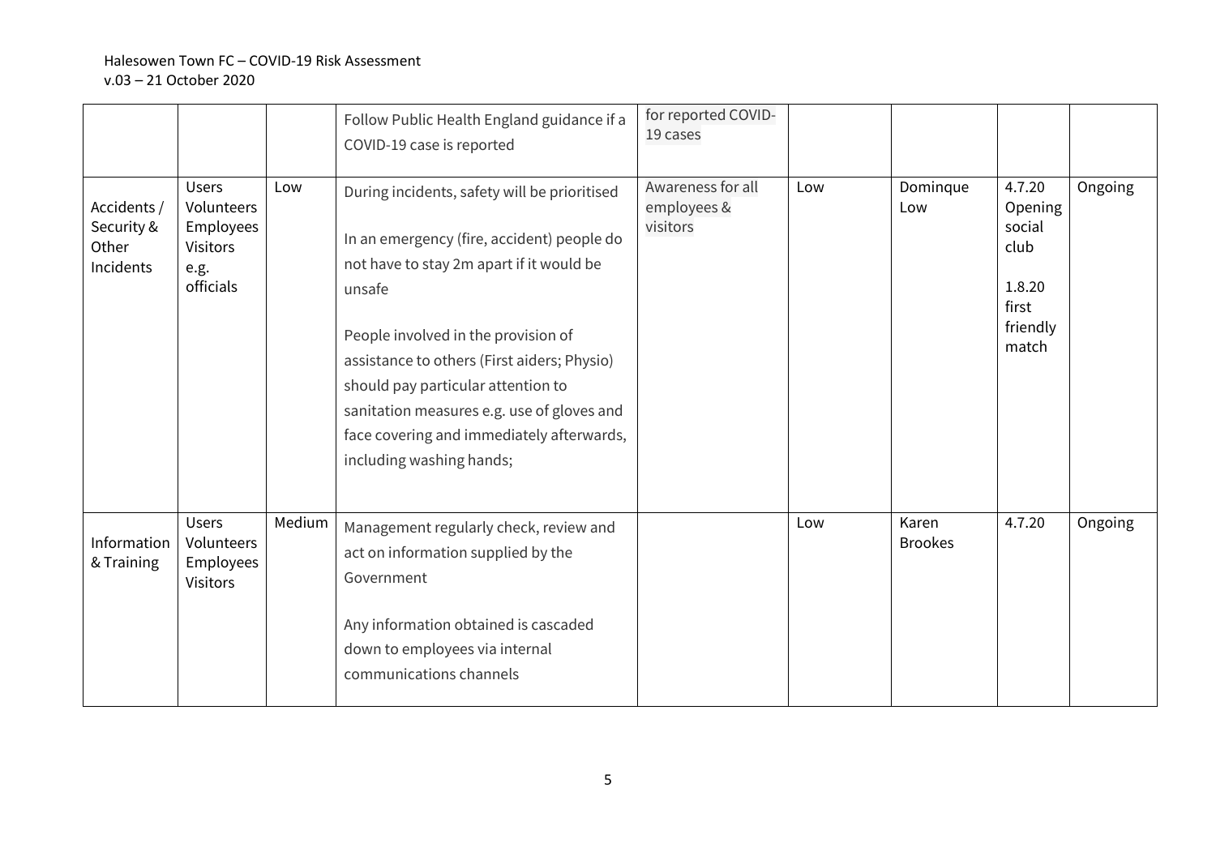| | | | Follow Public Health England guidance if a COVID-19 case is reported | for reported COVID-19 cases | | | | |
|---|---|---|---|---|---|---|---|---|
| Accidents / Security & Other Incidents | Users Volunteers Employees Visitors e.g. officials | Low | During incidents, safety will be prioritised<br><br>In an emergency (fire, accident) people do not have to stay 2m apart if it would be unsafe<br><br>People involved in the provision of assistance to others (First aiders; Physio) should pay particular attention to sanitation measures e.g. use of gloves and face covering and immediately afterwards, including washing hands; | Awareness for all employees & visitors | Low | Dominque Low | 4.7.20 Opening social club<br><br>1.8.20 first friendly match | Ongoing |
| Information & Training | Users Volunteers Employees Visitors | Medium | Management regularly check, review and act on information supplied by the Government<br><br>Any information obtained is cascaded down to employees via internal communications channels | | Low | Karen Brookes | 4.7.20 | Ongoing |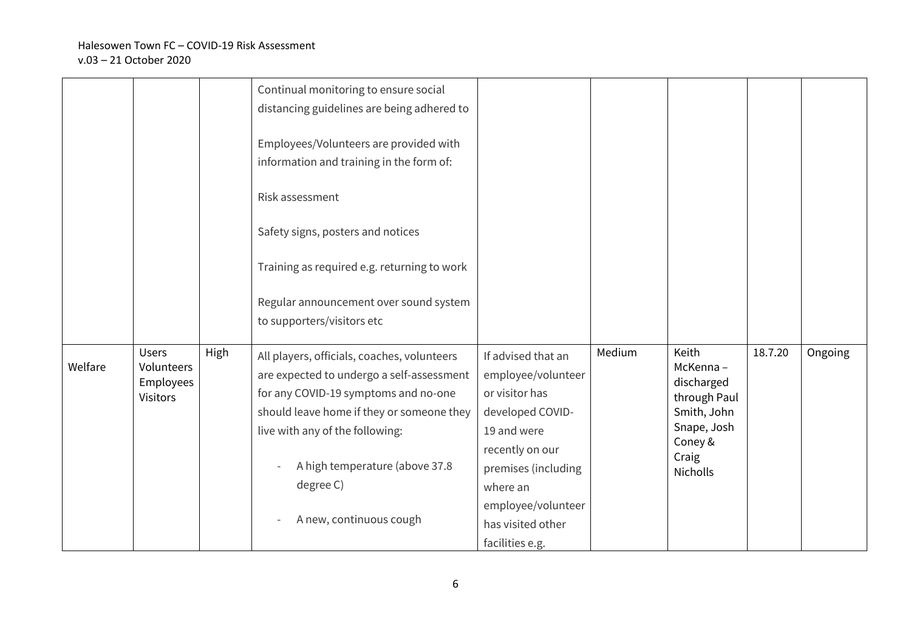| | | | | | | | | |
|---|---|---|---|---|---|---|---|---|
| | | | Continual monitoring to ensure social distancing guidelines are being adhered to<br><br>Employees/Volunteers are provided with information and training in the form of:<br><br>Risk assessment<br><br>Safety signs, posters and notices<br><br>Training as required e.g. returning to work<br><br>Regular announcement over sound system to supporters/visitors etc | | | | | |
| Welfare | Users<br>Volunteers<br>Employees<br>Visitors | High | All players, officials, coaches, volunteers are expected to undergo a self-assessment for any COVID-19 symptoms and no-one should leave home if they or someone they live with any of the following:<br><br>- A high temperature (above 37.8 degree C)<br>- A new, continuous cough | If advised that an employee/volunteer or visitor has developed COVID-19 and were recently on our premises (including where an employee/volunteer has visited other facilities e.g. | Medium | Keith McKenna – discharged through Paul Smith, John Snape, Josh Coney & Craig Nicholls | 18.7.20 | Ongoing |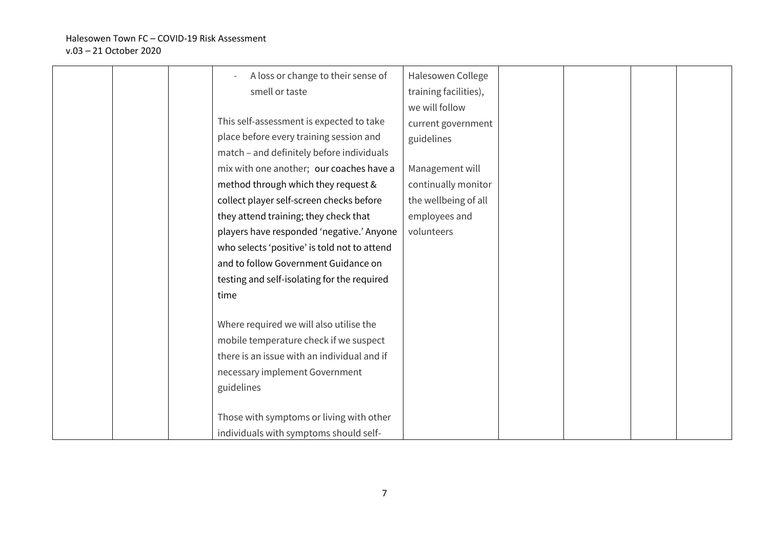| | | | | | | | |
|---|---|---|---|---|---|---|---|
| | | | - A loss or change to their sense of smell or taste<br><br>This self-assessment is expected to take place before every training session and match – and definitely before individuals mix with one another; our coaches have a method through which they request & collect player self-screen checks before they attend training; they check that players have responded 'negative.' Anyone who selects 'positive' is told not to attend and to follow Government Guidance on testing and self-isolating for the required time<br><br>Where required we will also utilise the mobile temperature check if we suspect there is an issue with an individual and if necessary implement Government guidelines<br><br>Those with symptoms or living with other individuals with symptoms should self- | Halesowen College training facilities), we will follow current government guidelines<br><br>Management will continually monitor the wellbeing of all employees and volunteers | | | | |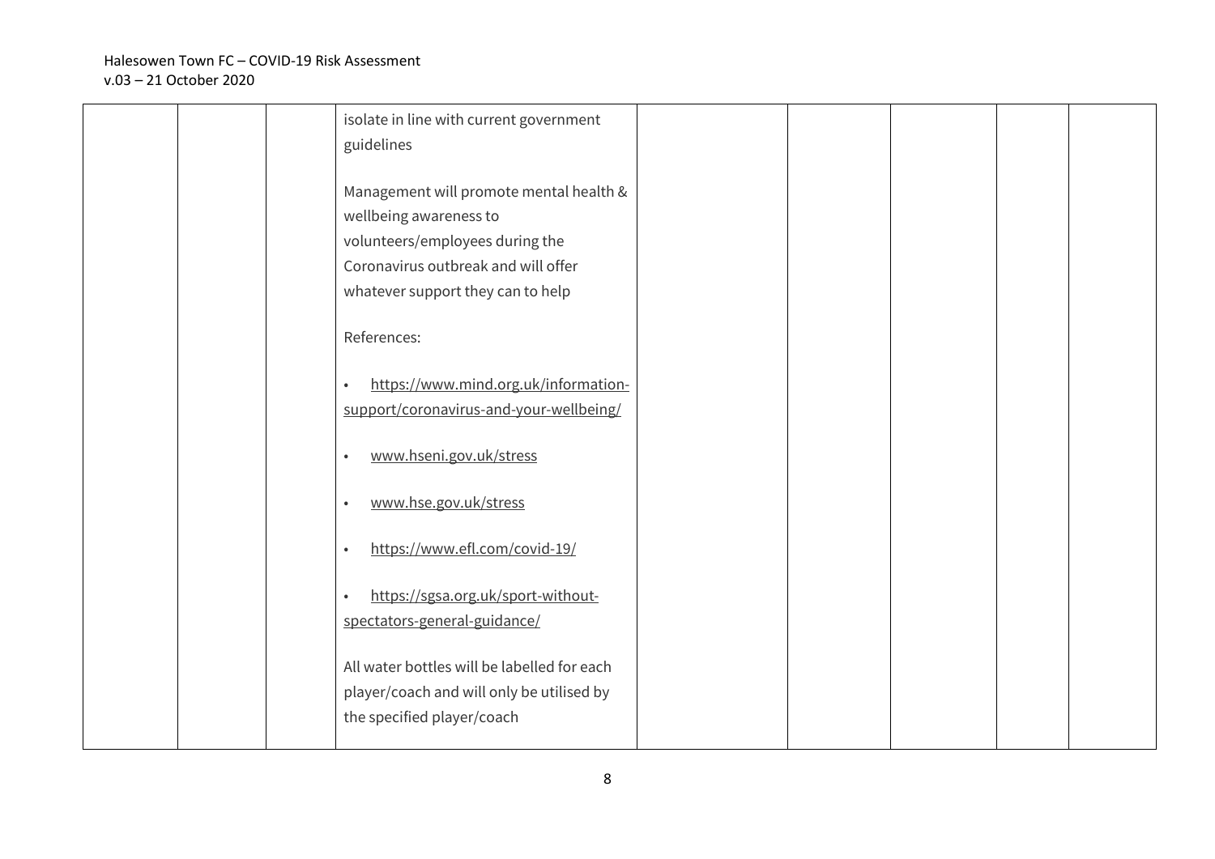| | | | | | | | | |
|---|---|---|---|---|---|---|---|---|
| | | | isolate in line with current government guidelines<br><br>Management will promote mental health & wellbeing awareness to volunteers/employees during the Coronavirus outbreak and will offer whatever support they can to help<br><br>References:<br><br>• https://www.mind.org.uk/information-support/coronavirus-and-your-wellbeing/<br><br>• www.hseni.gov.uk/stress<br><br>• www.hse.gov.uk/stress<br><br>• https://www.efl.com/covid-19/<br><br>• https://sgsa.org.uk/sport-without-spectators-general-guidance/<br><br>All water bottles will be labelled for each player/coach and will only be utilised by the specified player/coach | | | | | |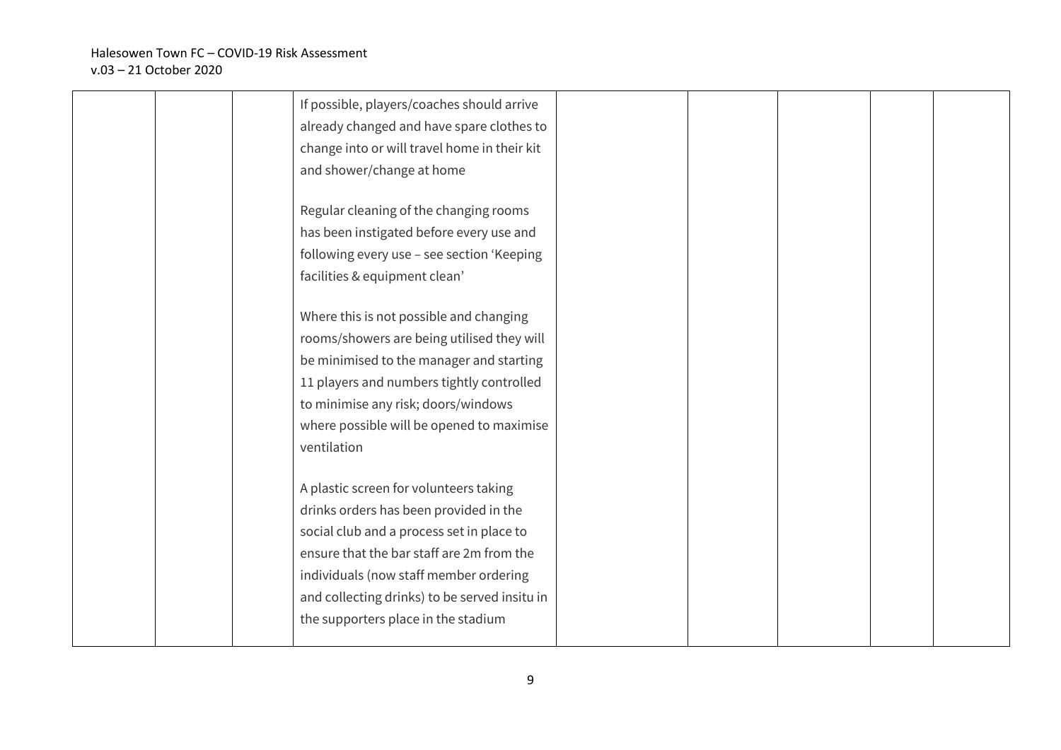|  |  |  | If possible, players/coaches should arrive already changed and have spare clothes to change into or will travel home in their kit and shower/change at home<br><br>Regular cleaning of the changing rooms has been instigated before every use and following every use – see section 'Keeping facilities & equipment clean'<br><br>Where this is not possible and changing rooms/showers are being utilised they will be minimised to the manager and starting 11 players and numbers tightly controlled to minimise any risk; doors/windows where possible will be opened to maximise ventilation<br><br>A plastic screen for volunteers taking drinks orders has been provided in the social club and a process set in place to ensure that the bar staff are 2m from the individuals (now staff member ordering and collecting drinks) to be served insitu in the supporters place in the stadium |  |  |  |  |  |
|---|---|---|---|---|---|---|---|---|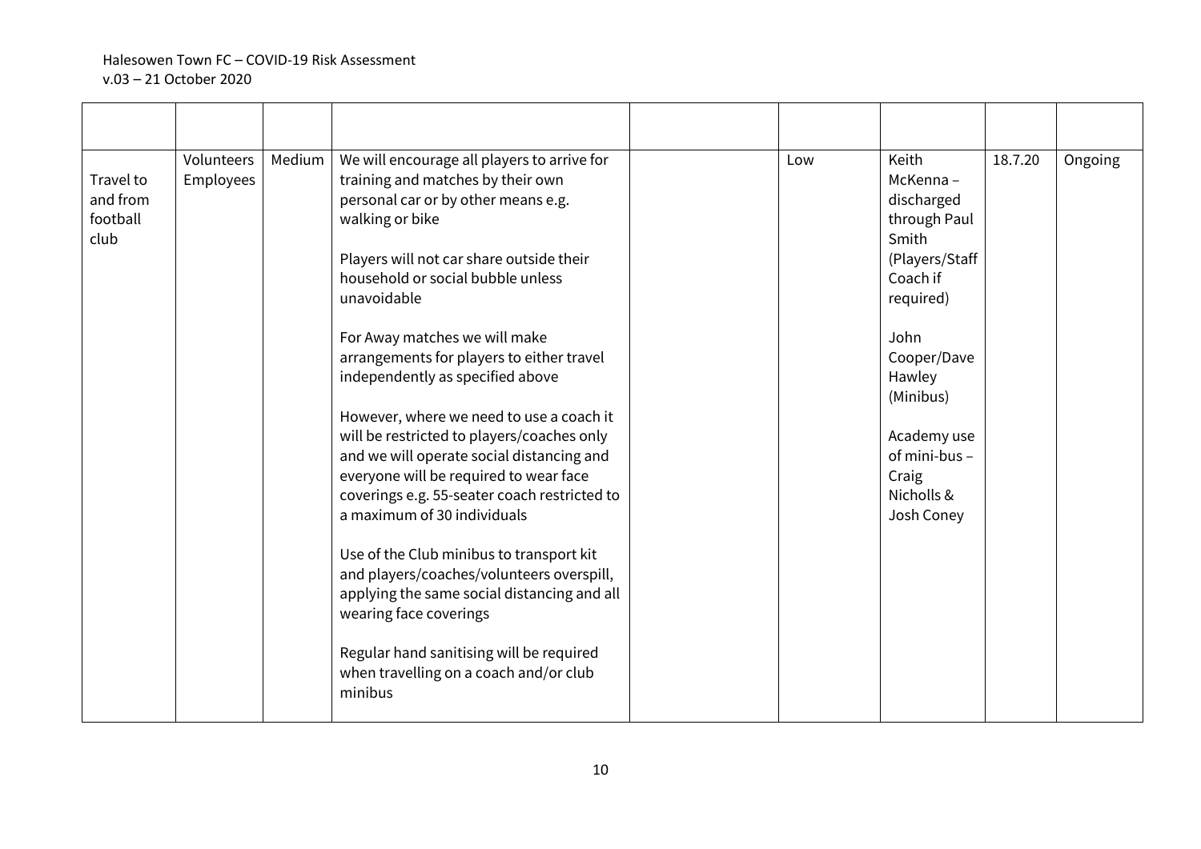|  |  |  |  |  |  |  |  |  |
|---|---|---|---|---|---|---|---|---|
| Travel to and from football club | Volunteers Employees | Medium | We will encourage all players to arrive for training and matches by their own personal car or by other means e.g. walking or bike<br><br>Players will not car share outside their household or social bubble unless unavoidable<br><br>For Away matches we will make arrangements for players to either travel independently as specified above<br><br>However, where we need to use a coach it will be restricted to players/coaches only and we will operate social distancing and everyone will be required to wear face coverings e.g. 55-seater coach restricted to a maximum of 30 individuals<br><br>Use of the Club minibus to transport kit and players/coaches/volunteers overspill, applying the same social distancing and all wearing face coverings<br><br>Regular hand sanitising will be required when travelling on a coach and/or club minibus |  | Low | Keith McKenna – discharged through Paul Smith (Players/Staff Coach if required)<br><br>John Cooper/Dave Hawley (Minibus)<br><br>Academy use of mini-bus – Craig Nicholls & Josh Coney | 18.7.20 | Ongoing |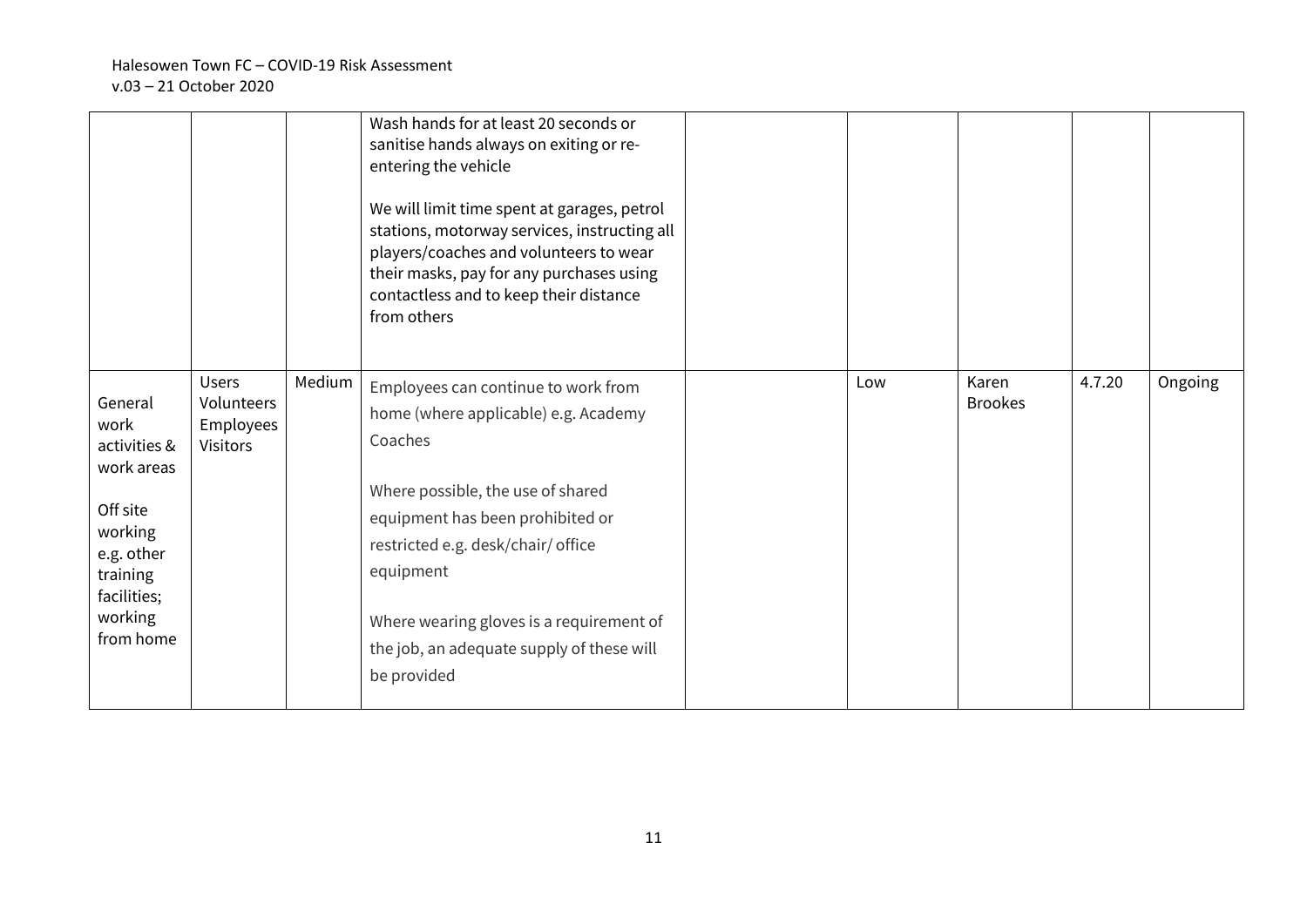| | | | | | | | | |
|---|---|---|---|---|---|---|---|---|
| | | | Wash hands for at least 20 seconds or sanitise hands always on exiting or re-entering the vehicle<br><br>We will limit time spent at garages, petrol stations, motorway services, instructing all players/coaches and volunteers to wear their masks, pay for any purchases using contactless and to keep their distance from others | | | | | |
| General work activities & work areas<br><br>Off site working e.g. other training facilities; working from home | Users<br>Volunteers<br>Employees<br>Visitors | Medium | Employees can continue to work from home (where applicable) e.g. Academy Coaches<br><br>Where possible, the use of shared equipment has been prohibited or restricted e.g. desk/chair/ office equipment<br><br>Where wearing gloves is a requirement of the job, an adequate supply of these will be provided | | Low | Karen Brookes | 4.7.20 | Ongoing |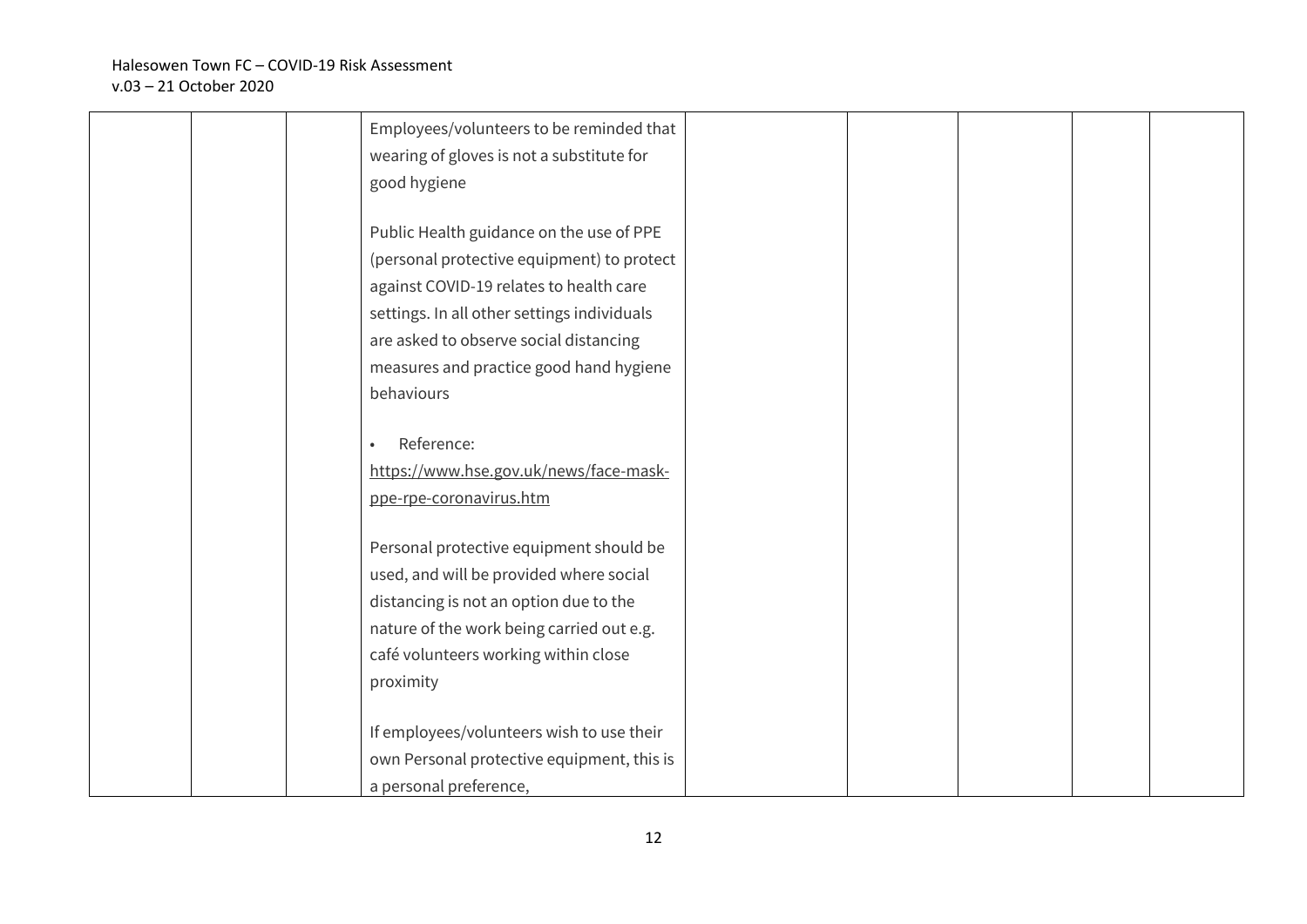| | | | | | | | | |
|---|---|---|---|---|---|---|---|---|
| | | | Employees/volunteers to be reminded that wearing of gloves is not a substitute for good hygiene<br><br>Public Health guidance on the use of PPE (personal protective equipment) to protect against COVID-19 relates to health care settings. In all other settings individuals are asked to observe social distancing measures and practice good hand hygiene behaviours<br><br>• Reference: https://www.hse.gov.uk/news/face-mask-ppe-rpe-coronavirus.htm<br><br>Personal protective equipment should be used, and will be provided where social distancing is not an option due to the nature of the work being carried out e.g. café volunteers working within close proximity<br><br>If employees/volunteers wish to use their own Personal protective equipment, this is a personal preference, | | | | | |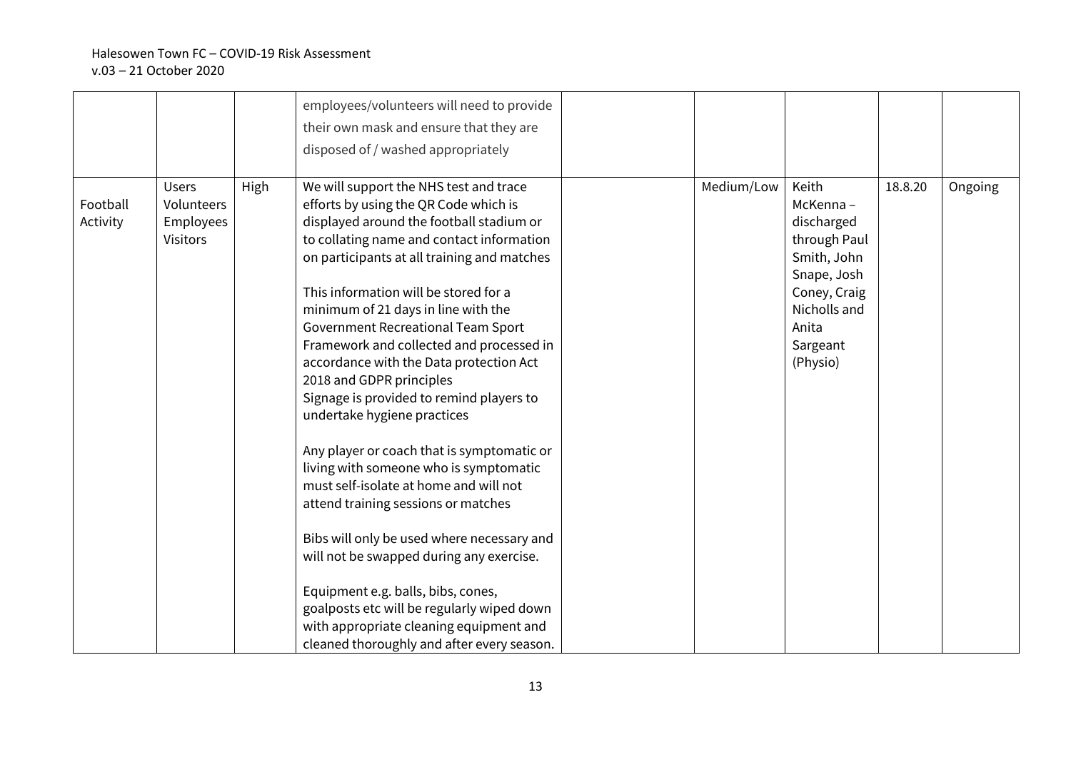| | | | | | | | | |
|---|---|---|---|---|---|---|---|---|
| | | | employees/volunteers will need to provide their own mask and ensure that they are disposed of / washed appropriately | | | | | |
| Football Activity | Users Volunteers Employees Visitors | High | We will support the NHS test and trace efforts by using the QR Code which is displayed around the football stadium or to collating name and contact information on participants at all training and matches<br><br>This information will be stored for a minimum of 21 days in line with the Government Recreational Team Sport Framework and collected and processed in accordance with the Data protection Act 2018 and GDPR principles<br>Signage is provided to remind players to undertake hygiene practices<br><br>Any player or coach that is symptomatic or living with someone who is symptomatic must self-isolate at home and will not attend training sessions or matches<br><br>Bibs will only be used where necessary and will not be swapped during any exercise.<br><br>Equipment e.g. balls, bibs, cones, goalposts etc will be regularly wiped down with appropriate cleaning equipment and cleaned thoroughly and after every season. | | Medium/Low | Keith McKenna – discharged through Paul Smith, John Snape, Josh Coney, Craig Nicholls and Anita Sargeant (Physio) | 18.8.20 | Ongoing |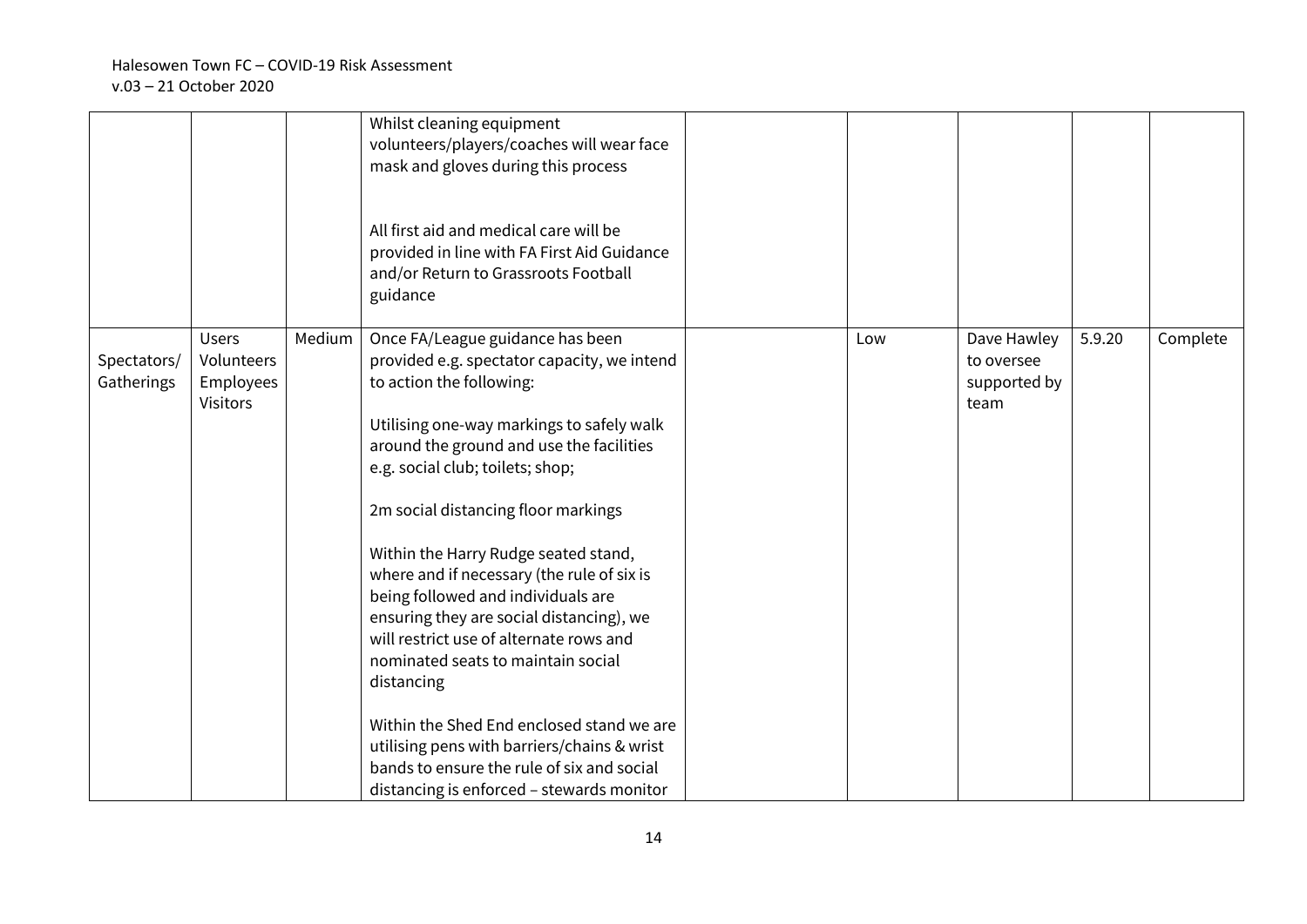| | | | | | | | | |
|---|---|---|---|---|---|---|---|---|
| | | | Whilst cleaning equipment volunteers/players/coaches will wear face mask and gloves during this process<br><br>All first aid and medical care will be provided in line with FA First Aid Guidance and/or Return to Grassroots Football guidance | | | | | |
| Spectators/ Gatherings | Users Volunteers Employees Visitors | Medium | Once FA/League guidance has been provided e.g. spectator capacity, we intend to action the following:<br><br>Utilising one-way markings to safely walk around the ground and use the facilities e.g. social club; toilets; shop;<br><br>2m social distancing floor markings<br><br>Within the Harry Rudge seated stand, where and if necessary (the rule of six is being followed and individuals are ensuring they are social distancing), we will restrict use of alternate rows and nominated seats to maintain social distancing<br><br>Within the Shed End enclosed stand we are utilising pens with barriers/chains & wrist bands to ensure the rule of six and social distancing is enforced – stewards monitor | | Low | Dave Hawley to oversee supported by team | 5.9.20 | Complete |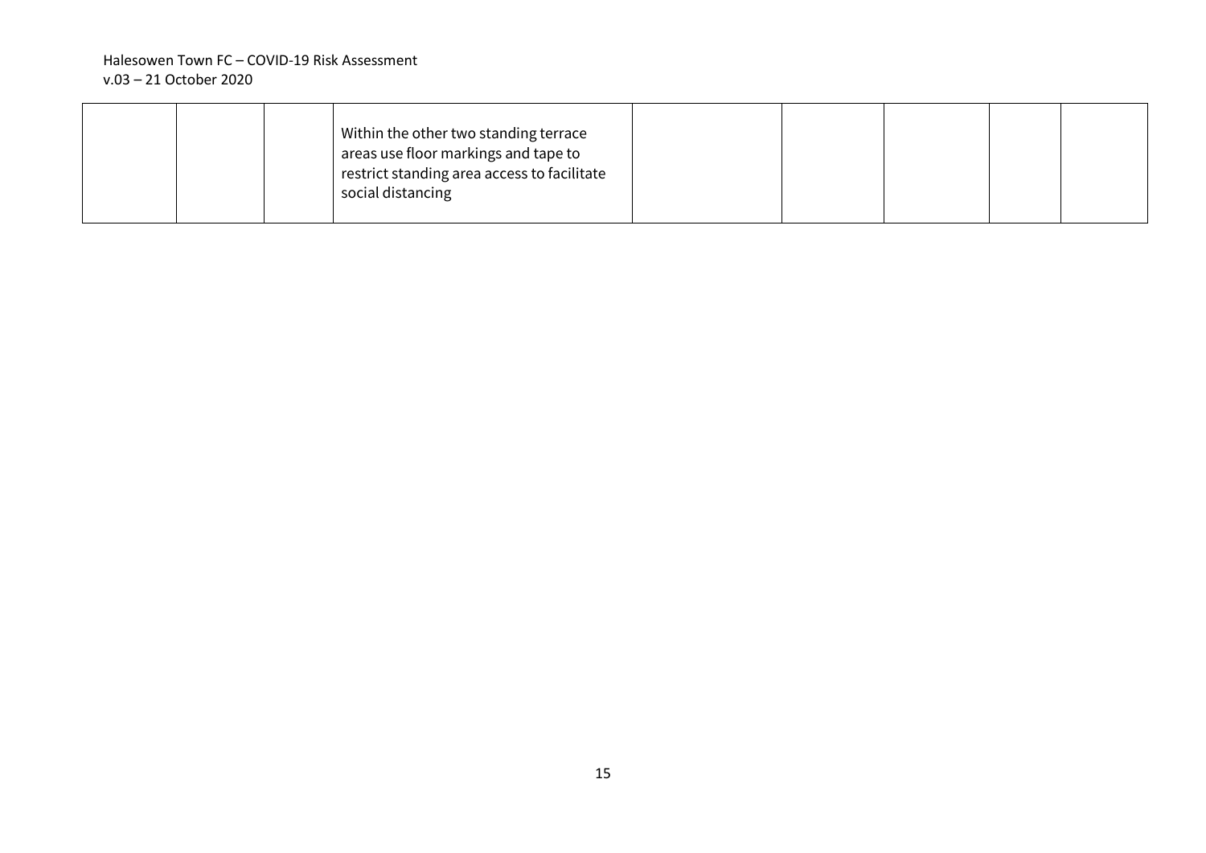| | | | | | | | | |
|---|---|---|---|---|---|---|---|---|
| | | | Within the other two standing terrace areas use floor markings and tape to restrict standing area access to facilitate social distancing | | | | | |